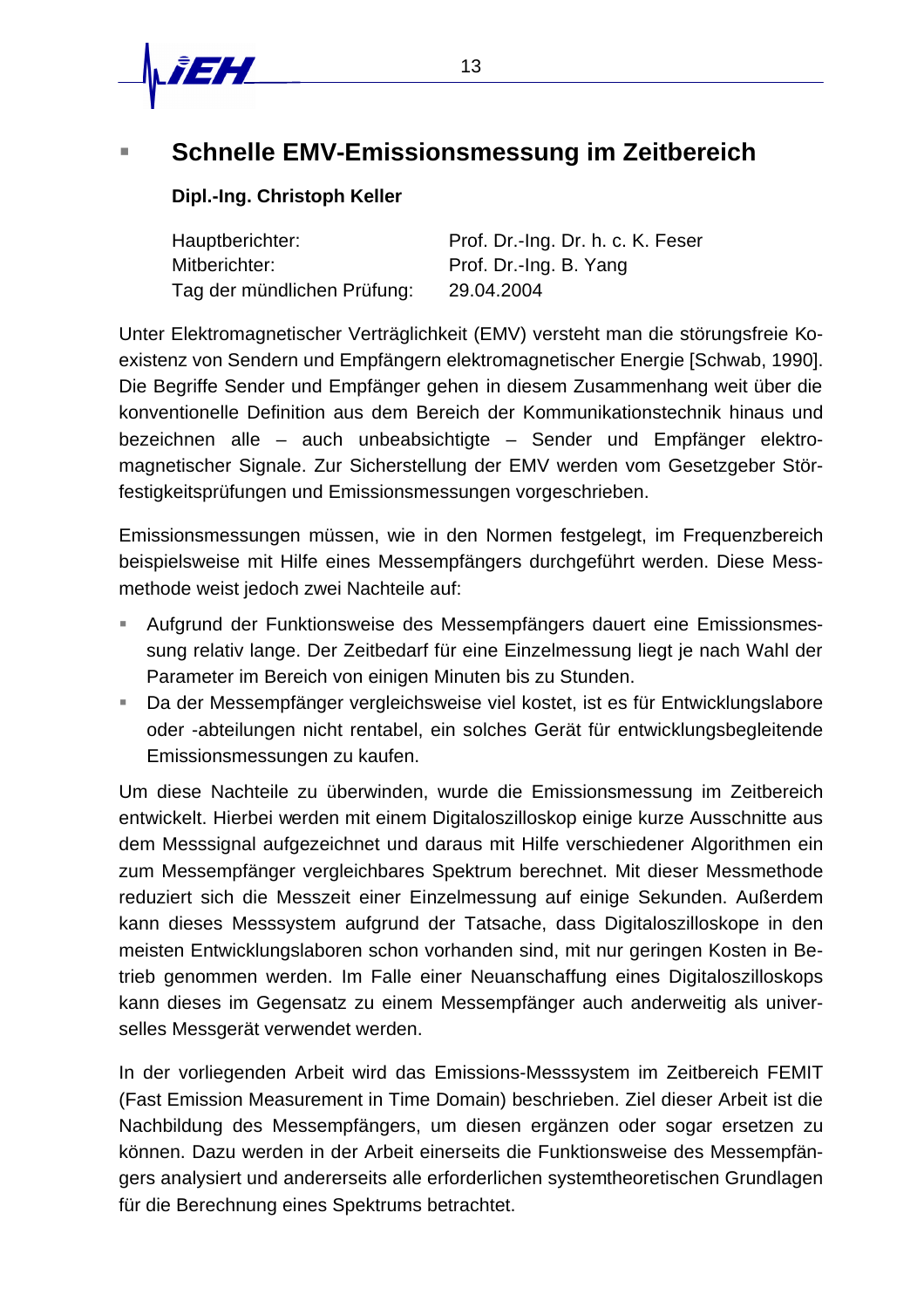## Schnelle EMV-Emissionsmessung im Zeitbereich

**Dipl.-Ing. Christoph Keller**

| | |
|---|---|
| Hauptberichter: | Prof. Dr.-Ing. Dr. h. c. K. Feser |
| Mitberichter: | Prof. Dr.-Ing. B. Yang |
| Tag der mündlichen Prüfung: | 29.04.2004 |

Unter Elektromagnetischer Verträglichkeit (EMV) versteht man die störungsfreie Koexistenz von Sendern und Empfängern elektromagnetischer Energie [Schwab, 1990]. Die Begriffe Sender und Empfänger gehen in diesem Zusammenhang weit über die konventionelle Definition aus dem Bereich der Kommunikationstechnik hinaus und bezeichnen alle – auch unbeabsichtigte – Sender und Empfänger elektromagnetischer Signale. Zur Sicherstellung der EMV werden vom Gesetzgeber Störfestigkeitsprüfungen und Emissionsmessungen vorgeschrieben.

Emissionsmessungen müssen, wie in den Normen festgelegt, im Frequenzbereich beispielsweise mit Hilfe eines Messempfängers durchgeführt werden. Diese Messmethode weist jedoch zwei Nachteile auf:

- Aufgrund der Funktionsweise des Messempfängers dauert eine Emissionsmessung relativ lange. Der Zeitbedarf für eine Einzelmessung liegt je nach Wahl der Parameter im Bereich von einigen Minuten bis zu Stunden.
- Da der Messempfänger vergleichsweise viel kostet, ist es für Entwicklungslabore oder -abteilungen nicht rentabel, ein solches Gerät für entwicklungsbegleitende Emissionsmessungen zu kaufen.

Um diese Nachteile zu überwinden, wurde die Emissionsmessung im Zeitbereich entwickelt. Hierbei werden mit einem Digitaloszilloskop einige kurze Ausschnitte aus dem Messsignal aufgezeichnet und daraus mit Hilfe verschiedener Algorithmen ein zum Messempfänger vergleichbares Spektrum berechnet. Mit dieser Messmethode reduziert sich die Messzeit einer Einzelmessung auf einige Sekunden. Außerdem kann dieses Messsystem aufgrund der Tatsache, dass Digitaloszilloskope in den meisten Entwicklungslaboren schon vorhanden sind, mit nur geringen Kosten in Betrieb genommen werden. Im Falle einer Neuanschaffung eines Digitaloszilloskops kann dieses im Gegensatz zu einem Messempfänger auch anderweitig als universelles Messgerät verwendet werden.

In der vorliegenden Arbeit wird das Emissions-Messsystem im Zeitbereich FEMIT (Fast Emission Measurement in Time Domain) beschrieben. Ziel dieser Arbeit ist die Nachbildung des Messempfängers, um diesen ergänzen oder sogar ersetzen zu können. Dazu werden in der Arbeit einerseits die Funktionsweise des Messempfängers analysiert und andererseits alle erforderlichen systemtheoretischen Grundlagen für die Berechnung eines Spektrums betrachtet.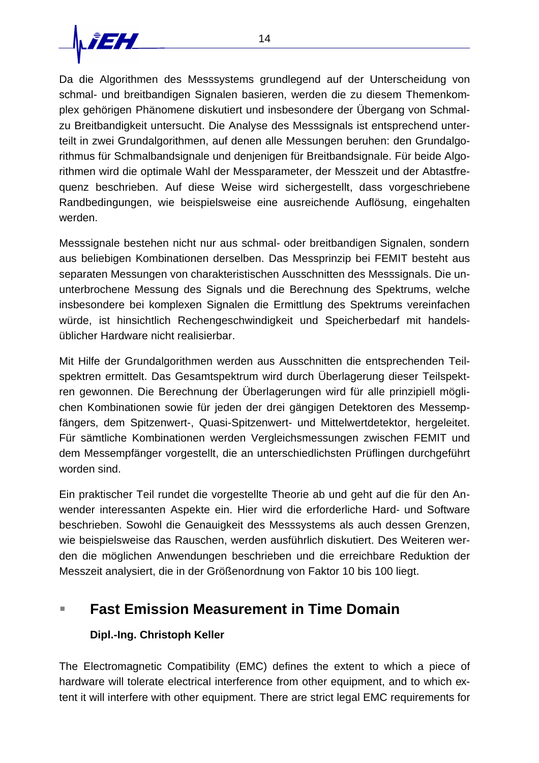Da die Algorithmen des Messsystems grundlegend auf der Unterscheidung von schmal- und breitbandigen Signalen basieren, werden die zu diesem Themenkomplex gehörigen Phänomene diskutiert und insbesondere der Übergang von Schmal- zu Breitbandigkeit untersucht. Die Analyse des Messsignals ist entsprechend unterteilt in zwei Grundalgorithmen, auf denen alle Messungen beruhen: den Grundalgorithmus für Schmalbandsignale und denjenigen für Breitbandsignale. Für beide Algorithmen wird die optimale Wahl der Messparameter, der Messzeit und der Abtastfrequenz beschrieben. Auf diese Weise wird sichergestellt, dass vorgeschriebene Randbedingungen, wie beispielsweise eine ausreichende Auflösung, eingehalten werden.

Messsignale bestehen nicht nur aus schmal- oder breitbandigen Signalen, sondern aus beliebigen Kombinationen derselben. Das Messprinzip bei FEMIT besteht aus separaten Messungen von charakteristischen Ausschnitten des Messsignals. Die ununterbrochene Messung des Signals und die Berechnung des Spektrums, welche insbesondere bei komplexen Signalen die Ermittlung des Spektrums vereinfachen würde, ist hinsichtlich Rechengeschwindigkeit und Speicherbedarf mit handelsüblicher Hardware nicht realisierbar.

Mit Hilfe der Grundalgorithmen werden aus Ausschnitten die entsprechenden Teilspektren ermittelt. Das Gesamtspektrum wird durch Überlagerung dieser Teilspektren gewonnen. Die Berechnung der Überlagerungen wird für alle prinzipiell möglichen Kombinationen sowie für jeden der drei gängigen Detektoren des Messempfängers, dem Spitzenwert-, Quasi-Spitzenwert- und Mittelwertdetektor, hergeleitet. Für sämtliche Kombinationen werden Vergleichsmessungen zwischen FEMIT und dem Messempfänger vorgestellt, die an unterschiedlichsten Prüflingen durchgeführt worden sind.

Ein praktischer Teil rundet die vorgestellte Theorie ab und geht auf die für den Anwender interessanten Aspekte ein. Hier wird die erforderliche Hard- und Software beschrieben. Sowohl die Genauigkeit des Messsystems als auch dessen Grenzen, wie beispielsweise das Rauschen, werden ausführlich diskutiert. Des Weiteren werden die möglichen Anwendungen beschrieben und die erreichbare Reduktion der Messzeit analysiert, die in der Größenordnung von Faktor 10 bis 100 liegt.

## Fast Emission Measurement in Time Domain

**Dipl.-Ing. Christoph Keller**

The Electromagnetic Compatibility (EMC) defines the extent to which a piece of hardware will tolerate electrical interference from other equipment, and to which extent it will interfere with other equipment. There are strict legal EMC requirements for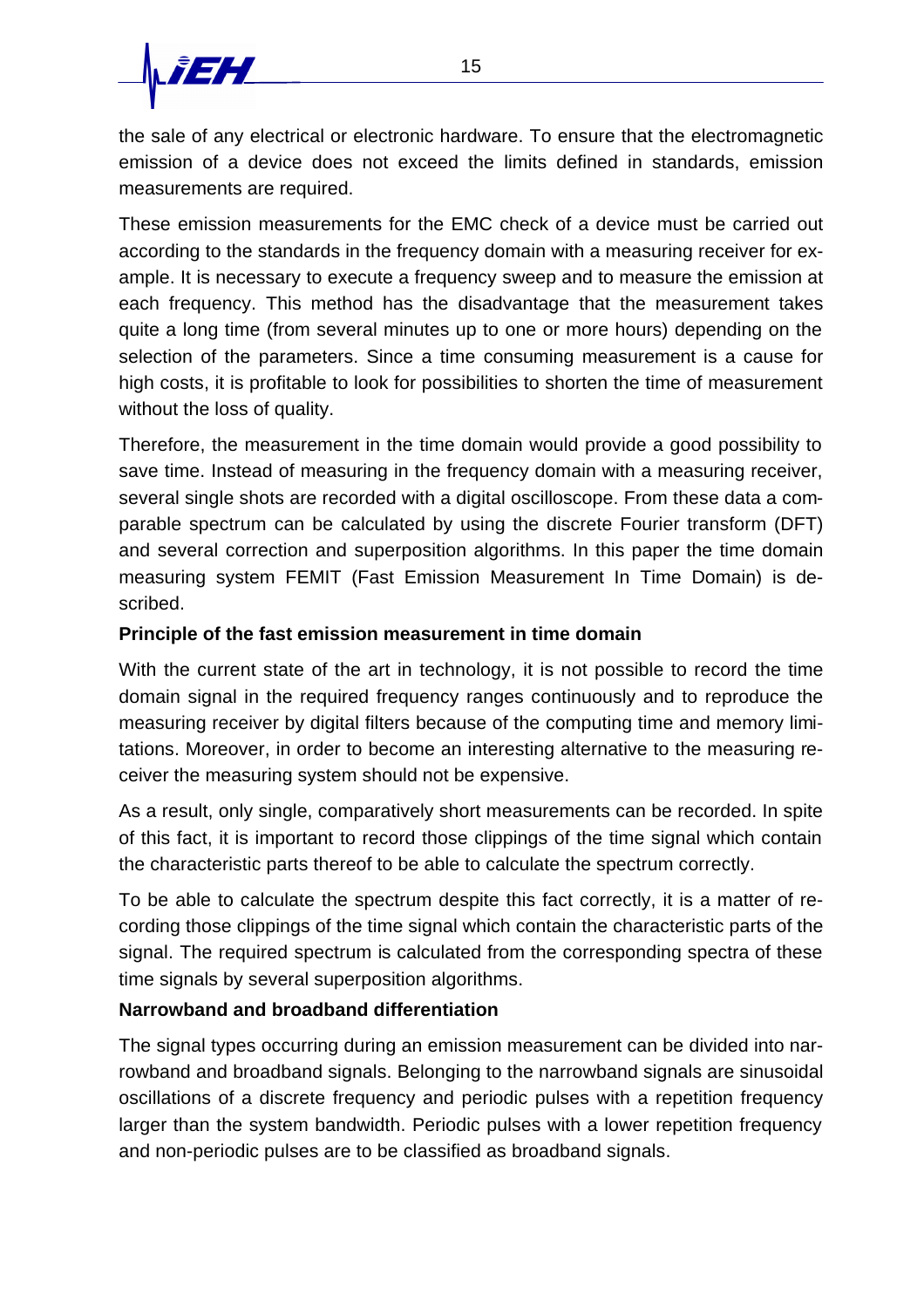the sale of any electrical or electronic hardware. To ensure that the electromagnetic emission of a device does not exceed the limits defined in standards, emission measurements are required.

These emission measurements for the EMC check of a device must be carried out according to the standards in the frequency domain with a measuring receiver for example. It is necessary to execute a frequency sweep and to measure the emission at each frequency. This method has the disadvantage that the measurement takes quite a long time (from several minutes up to one or more hours) depending on the selection of the parameters. Since a time consuming measurement is a cause for high costs, it is profitable to look for possibilities to shorten the time of measurement without the loss of quality.

Therefore, the measurement in the time domain would provide a good possibility to save time. Instead of measuring in the frequency domain with a measuring receiver, several single shots are recorded with a digital oscilloscope. From these data a comparable spectrum can be calculated by using the discrete Fourier transform (DFT) and several correction and superposition algorithms. In this paper the time domain measuring system FEMIT (Fast Emission Measurement In Time Domain) is described.

**Principle of the fast emission measurement in time domain**

With the current state of the art in technology, it is not possible to record the time domain signal in the required frequency ranges continuously and to reproduce the measuring receiver by digital filters because of the computing time and memory limitations. Moreover, in order to become an interesting alternative to the measuring receiver the measuring system should not be expensive.

As a result, only single, comparatively short measurements can be recorded. In spite of this fact, it is important to record those clippings of the time signal which contain the characteristic parts thereof to be able to calculate the spectrum correctly.

To be able to calculate the spectrum despite this fact correctly, it is a matter of recording those clippings of the time signal which contain the characteristic parts of the signal. The required spectrum is calculated from the corresponding spectra of these time signals by several superposition algorithms.

**Narrowband and broadband differentiation**

The signal types occurring during an emission measurement can be divided into narrowband and broadband signals. Belonging to the narrowband signals are sinusoidal oscillations of a discrete frequency and periodic pulses with a repetition frequency larger than the system bandwidth. Periodic pulses with a lower repetition frequency and non-periodic pulses are to be classified as broadband signals.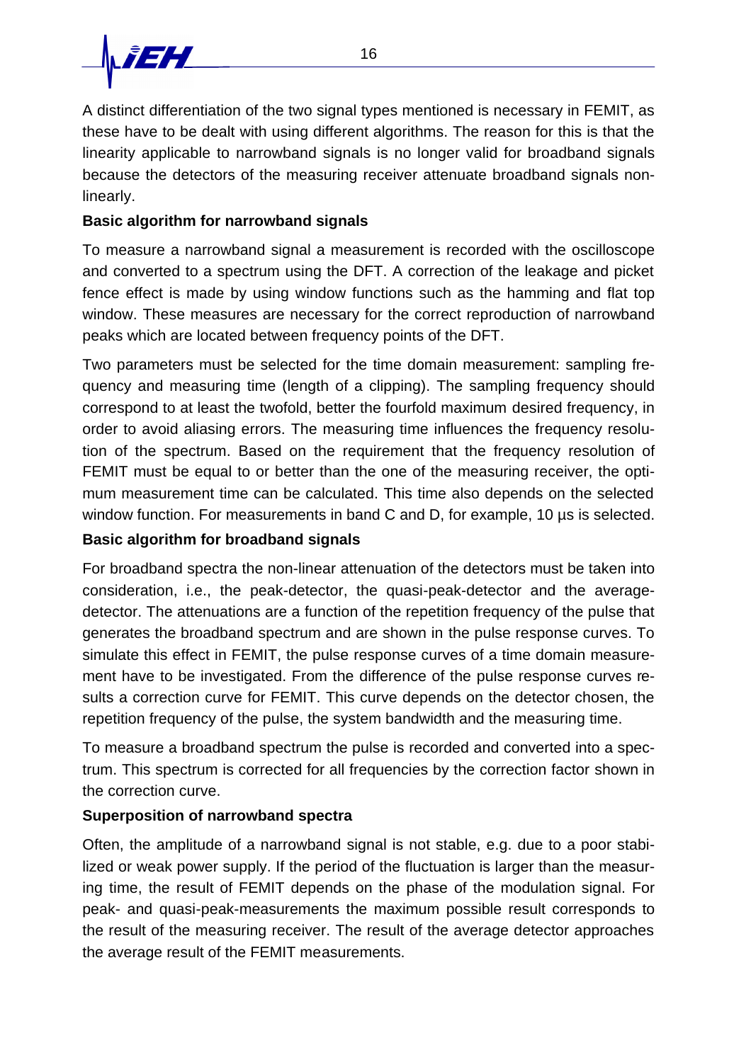A distinct differentiation of the two signal types mentioned is necessary in FEMIT, as these have to be dealt with using different algorithms. The reason for this is that the linearity applicable to narrowband signals is no longer valid for broadband signals because the detectors of the measuring receiver attenuate broadband signals non-linearly.

**Basic algorithm for narrowband signals**

To measure a narrowband signal a measurement is recorded with the oscilloscope and converted to a spectrum using the DFT. A correction of the leakage and picket fence effect is made by using window functions such as the hamming and flat top window. These measures are necessary for the correct reproduction of narrowband peaks which are located between frequency points of the DFT.

Two parameters must be selected for the time domain measurement: sampling frequency and measuring time (length of a clipping). The sampling frequency should correspond to at least the twofold, better the fourfold maximum desired frequency, in order to avoid aliasing errors. The measuring time influences the frequency resolution of the spectrum. Based on the requirement that the frequency resolution of FEMIT must be equal to or better than the one of the measuring receiver, the optimum measurement time can be calculated. This time also depends on the selected window function. For measurements in band C and D, for example, 10 µs is selected.

**Basic algorithm for broadband signals**

For broadband spectra the non-linear attenuation of the detectors must be taken into consideration, i.e., the peak-detector, the quasi-peak-detector and the average-detector. The attenuations are a function of the repetition frequency of the pulse that generates the broadband spectrum and are shown in the pulse response curves. To simulate this effect in FEMIT, the pulse response curves of a time domain measurement have to be investigated. From the difference of the pulse response curves results a correction curve for FEMIT. This curve depends on the detector chosen, the repetition frequency of the pulse, the system bandwidth and the measuring time.

To measure a broadband spectrum the pulse is recorded and converted into a spectrum. This spectrum is corrected for all frequencies by the correction factor shown in the correction curve.

**Superposition of narrowband spectra**

Often, the amplitude of a narrowband signal is not stable, e.g. due to a poor stabilized or weak power supply. If the period of the fluctuation is larger than the measuring time, the result of FEMIT depends on the phase of the modulation signal. For peak- and quasi-peak-measurements the maximum possible result corresponds to the result of the measuring receiver. The result of the average detector approaches the average result of the FEMIT measurements.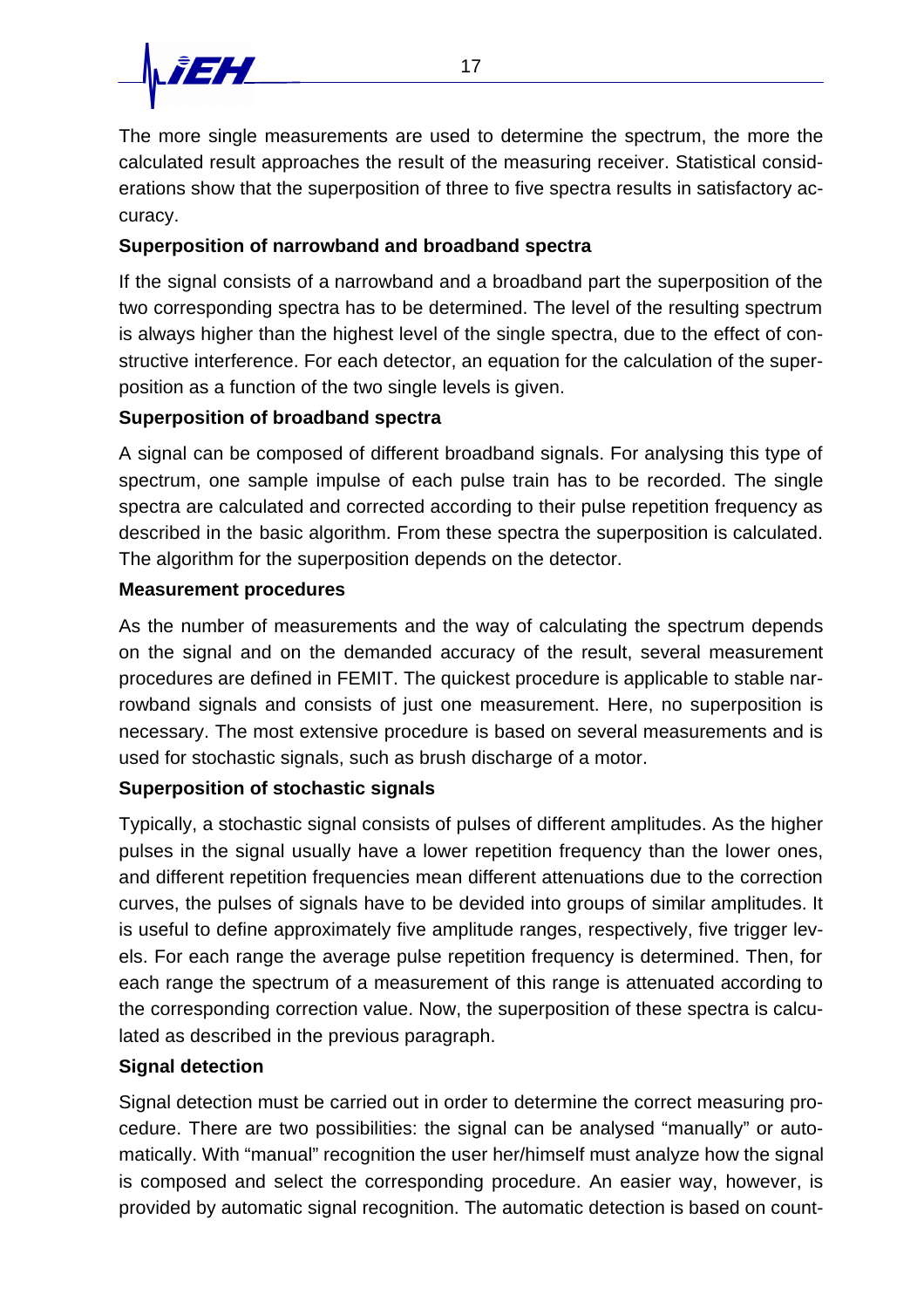The more single measurements are used to determine the spectrum, the more the calculated result approaches the result of the measuring receiver. Statistical considerations show that the superposition of three to five spectra results in satisfactory accuracy.

**Superposition of narrowband and broadband spectra**

If the signal consists of a narrowband and a broadband part the superposition of the two corresponding spectra has to be determined. The level of the resulting spectrum is always higher than the highest level of the single spectra, due to the effect of constructive interference. For each detector, an equation for the calculation of the superposition as a function of the two single levels is given.

**Superposition of broadband spectra**

A signal can be composed of different broadband signals. For analysing this type of spectrum, one sample impulse of each pulse train has to be recorded. The single spectra are calculated and corrected according to their pulse repetition frequency as described in the basic algorithm. From these spectra the superposition is calculated. The algorithm for the superposition depends on the detector.

**Measurement procedures**

As the number of measurements and the way of calculating the spectrum depends on the signal and on the demanded accuracy of the result, several measurement procedures are defined in FEMIT. The quickest procedure is applicable to stable narrowband signals and consists of just one measurement. Here, no superposition is necessary. The most extensive procedure is based on several measurements and is used for stochastic signals, such as brush discharge of a motor.

**Superposition of stochastic signals**

Typically, a stochastic signal consists of pulses of different amplitudes. As the higher pulses in the signal usually have a lower repetition frequency than the lower ones, and different repetition frequencies mean different attenuations due to the correction curves, the pulses of signals have to be devided into groups of similar amplitudes. It is useful to define approximately five amplitude ranges, respectively, five trigger levels. For each range the average pulse repetition frequency is determined. Then, for each range the spectrum of a measurement of this range is attenuated according to the corresponding correction value. Now, the superposition of these spectra is calculated as described in the previous paragraph.

**Signal detection**

Signal detection must be carried out in order to determine the correct measuring procedure. There are two possibilities: the signal can be analysed "manually" or automatically. With "manual" recognition the user her/himself must analyze how the signal is composed and select the corresponding procedure. An easier way, however, is provided by automatic signal recognition. The automatic detection is based on count-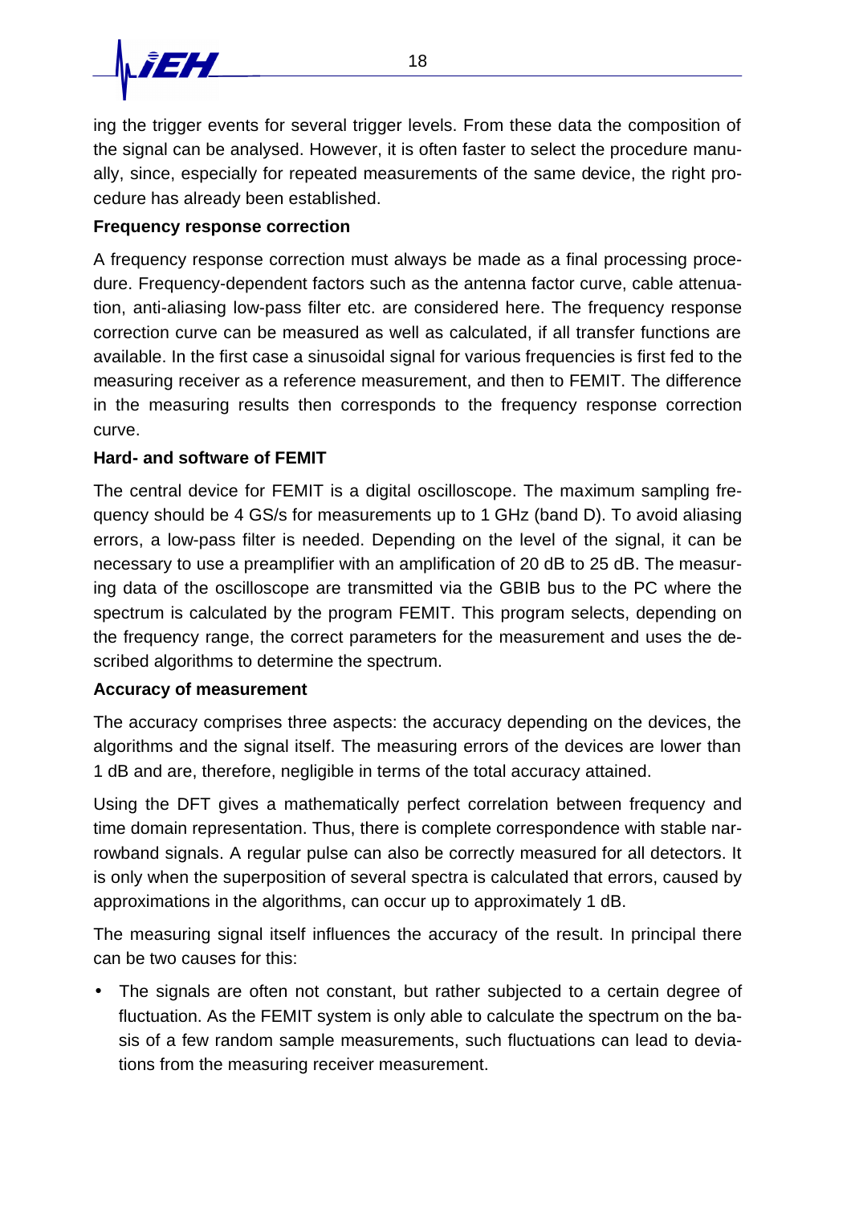ing the trigger events for several trigger levels. From these data the composition of the signal can be analysed. However, it is often faster to select the procedure manually, since, especially for repeated measurements of the same device, the right procedure has already been established.

**Frequency response correction**

A frequency response correction must always be made as a final processing procedure. Frequency-dependent factors such as the antenna factor curve, cable attenuation, anti-aliasing low-pass filter etc. are considered here. The frequency response correction curve can be measured as well as calculated, if all transfer functions are available. In the first case a sinusoidal signal for various frequencies is first fed to the measuring receiver as a reference measurement, and then to FEMIT. The difference in the measuring results then corresponds to the frequency response correction curve.

**Hard- and software of FEMIT**

The central device for FEMIT is a digital oscilloscope. The maximum sampling frequency should be 4 GS/s for measurements up to 1 GHz (band D). To avoid aliasing errors, a low-pass filter is needed. Depending on the level of the signal, it can be necessary to use a preamplifier with an amplification of 20 dB to 25 dB. The measuring data of the oscilloscope are transmitted via the GBIB bus to the PC where the spectrum is calculated by the program FEMIT. This program selects, depending on the frequency range, the correct parameters for the measurement and uses the described algorithms to determine the spectrum.

**Accuracy of measurement**

The accuracy comprises three aspects: the accuracy depending on the devices, the algorithms and the signal itself. The measuring errors of the devices are lower than 1 dB and are, therefore, negligible in terms of the total accuracy attained.

Using the DFT gives a mathematically perfect correlation between frequency and time domain representation. Thus, there is complete correspondence with stable narrowband signals. A regular pulse can also be correctly measured for all detectors. It is only when the superposition of several spectra is calculated that errors, caused by approximations in the algorithms, can occur up to approximately 1 dB.

The measuring signal itself influences the accuracy of the result. In principal there can be two causes for this:

- The signals are often not constant, but rather subjected to a certain degree of fluctuation. As the FEMIT system is only able to calculate the spectrum on the basis of a few random sample measurements, such fluctuations can lead to deviations from the measuring receiver measurement.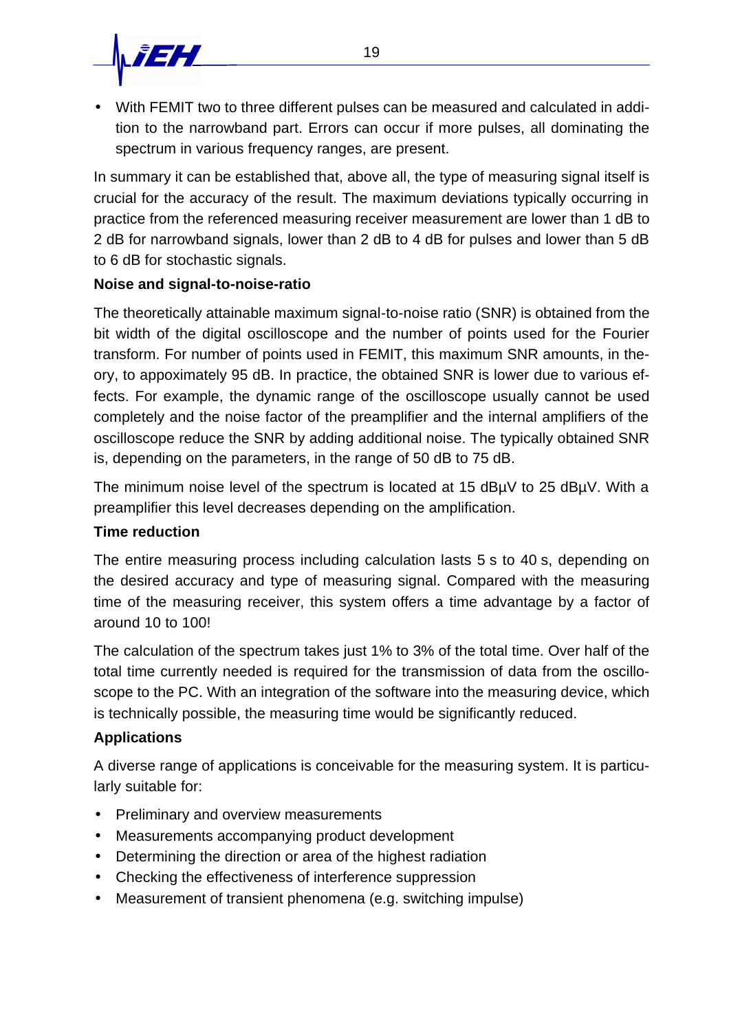- With FEMIT two to three different pulses can be measured and calculated in addition to the narrowband part. Errors can occur if more pulses, all dominating the spectrum in various frequency ranges, are present.

In summary it can be established that, above all, the type of measuring signal itself is crucial for the accuracy of the result. The maximum deviations typically occurring in practice from the referenced measuring receiver measurement are lower than 1 dB to 2 dB for narrowband signals, lower than 2 dB to 4 dB for pulses and lower than 5 dB to 6 dB for stochastic signals.

**Noise and signal-to-noise-ratio**

The theoretically attainable maximum signal-to-noise ratio (SNR) is obtained from the bit width of the digital oscilloscope and the number of points used for the Fourier transform. For number of points used in FEMIT, this maximum SNR amounts, in theory, to appoximately 95 dB. In practice, the obtained SNR is lower due to various effects. For example, the dynamic range of the oscilloscope usually cannot be used completely and the noise factor of the preamplifier and the internal amplifiers of the oscilloscope reduce the SNR by adding additional noise. The typically obtained SNR is, depending on the parameters, in the range of 50 dB to 75 dB.

The minimum noise level of the spectrum is located at 15 dBµV to 25 dBµV. With a preamplifier this level decreases depending on the amplification.

**Time reduction**

The entire measuring process including calculation lasts 5 s to 40 s, depending on the desired accuracy and type of measuring signal. Compared with the measuring time of the measuring receiver, this system offers a time advantage by a factor of around 10 to 100!

The calculation of the spectrum takes just 1% to 3% of the total time. Over half of the total time currently needed is required for the transmission of data from the oscilloscope to the PC. With an integration of the software into the measuring device, which is technically possible, the measuring time would be significantly reduced.

**Applications**

A diverse range of applications is conceivable for the measuring system. It is particularly suitable for:

- Preliminary and overview measurements
- Measurements accompanying product development
- Determining the direction or area of the highest radiation
- Checking the effectiveness of interference suppression
- Measurement of transient phenomena (e.g. switching impulse)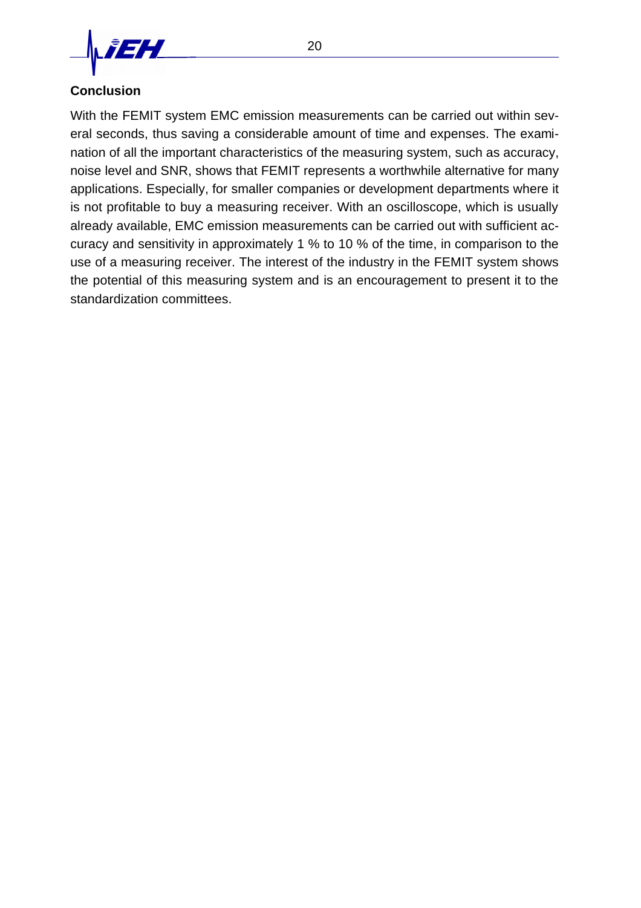## Conclusion

With the FEMIT system EMC emission measurements can be carried out within several seconds, thus saving a considerable amount of time and expenses. The examination of all the important characteristics of the measuring system, such as accuracy, noise level and SNR, shows that FEMIT represents a worthwhile alternative for many applications. Especially, for smaller companies or development departments where it is not profitable to buy a measuring receiver. With an oscilloscope, which is usually already available, EMC emission measurements can be carried out with sufficient accuracy and sensitivity in approximately 1 % to 10 % of the time, in comparison to the use of a measuring receiver. The interest of the industry in the FEMIT system shows the potential of this measuring system and is an encouragement to present it to the standardization committees.